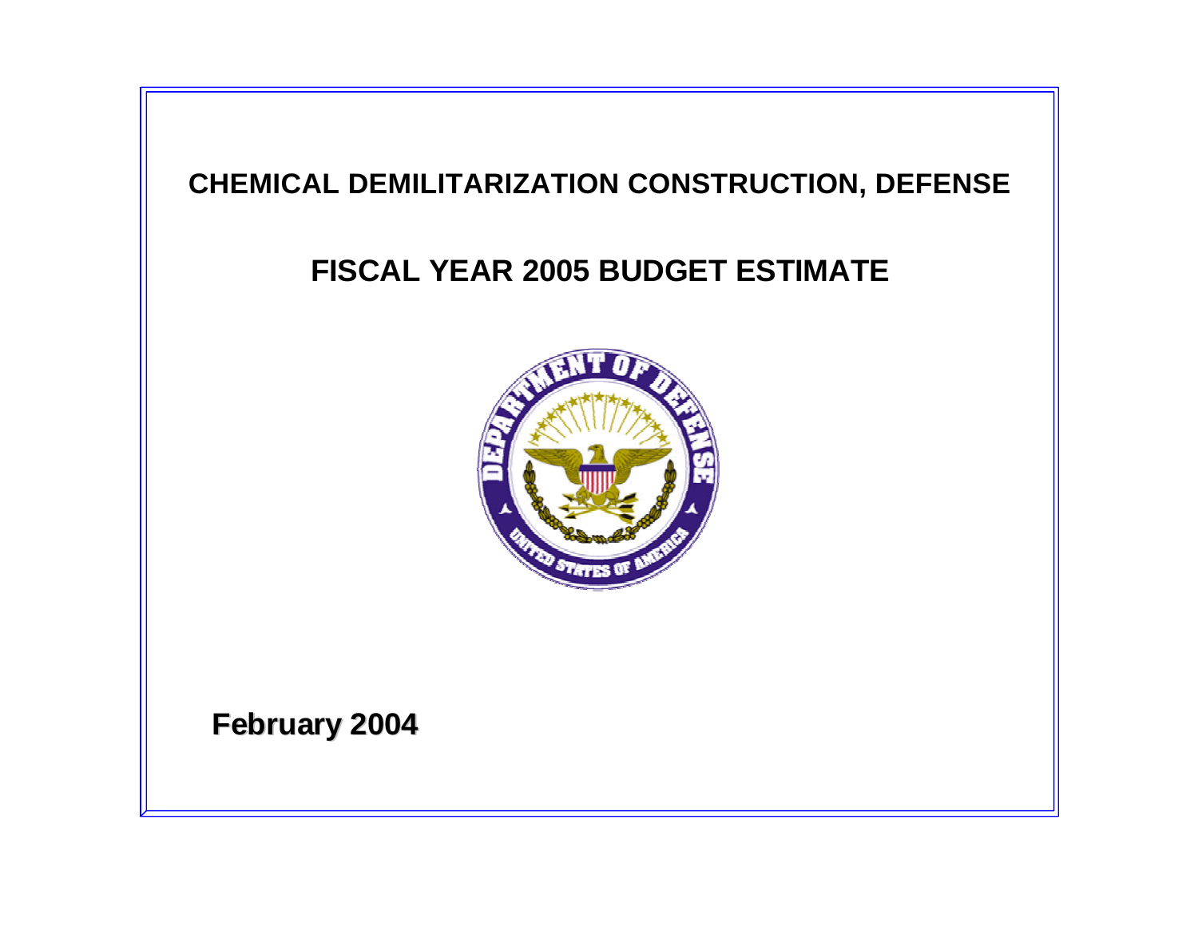# CHEMICAL DEMILITARIZATION CONSTRUCTION, DEFENSE

# FISCAL YEAR 2005 BUDGET ESTIMATE

**February 2004**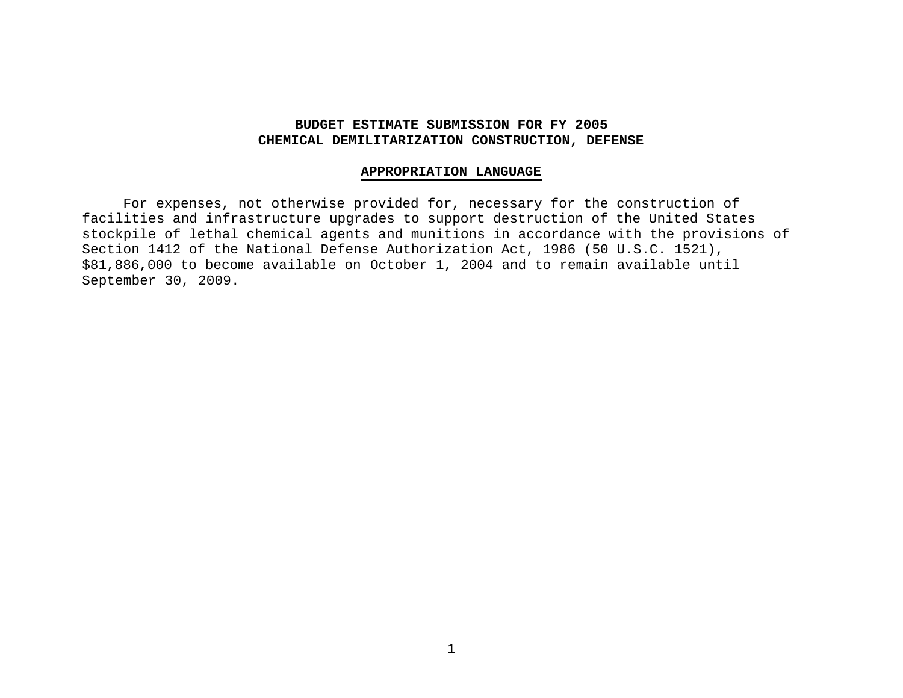**BUDGET ESTIMATE SUBMISSION FOR FY 2005**
**CHEMICAL DEMILITARIZATION CONSTRUCTION, DEFENSE**

## APPROPRIATION LANGUAGE

For expenses, not otherwise provided for, necessary for the construction of facilities and infrastructure upgrades to support destruction of the United States stockpile of lethal chemical agents and munitions in accordance with the provisions of Section 1412 of the National Defense Authorization Act, 1986 (50 U.S.C. 1521), $81,886,000 to become available on October 1, 2004 and to remain available until September 30, 2009.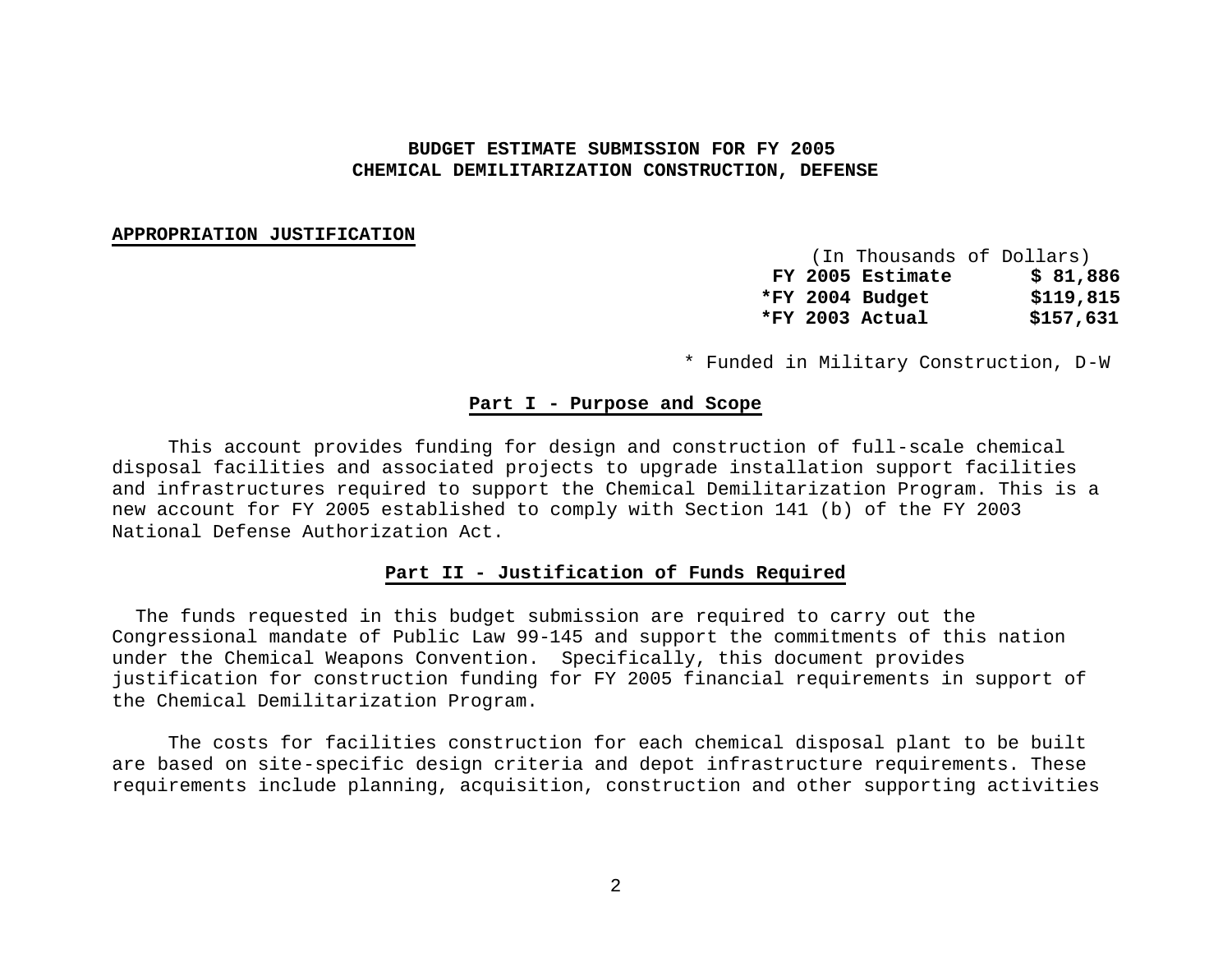**BUDGET ESTIMATE SUBMISSION FOR FY 2005**
**CHEMICAL DEMILITARIZATION CONSTRUCTION, DEFENSE**

**APPROPRIATION JUSTIFICATION**

| (In Thousands of Dollars) | |
|---|---|
| **FY 2005 Estimate** | **$ 81,886** |
| ***FY 2004 Budget** | **$119,815** |
| ***FY 2003 Actual** | **$157,631** |

\* Funded in Military Construction, D-W

## Part I - Purpose and Scope

This account provides funding for design and construction of full-scale chemical disposal facilities and associated projects to upgrade installation support facilities and infrastructures required to support the Chemical Demilitarization Program. This is a new account for FY 2005 established to comply with Section 141 (b) of the FY 2003 National Defense Authorization Act.

## Part II - Justification of Funds Required

The funds requested in this budget submission are required to carry out the Congressional mandate of Public Law 99-145 and support the commitments of this nation under the Chemical Weapons Convention. Specifically, this document provides justification for construction funding for FY 2005 financial requirements in support of the Chemical Demilitarization Program.

The costs for facilities construction for each chemical disposal plant to be built are based on site-specific design criteria and depot infrastructure requirements. These requirements include planning, acquisition, construction and other supporting activities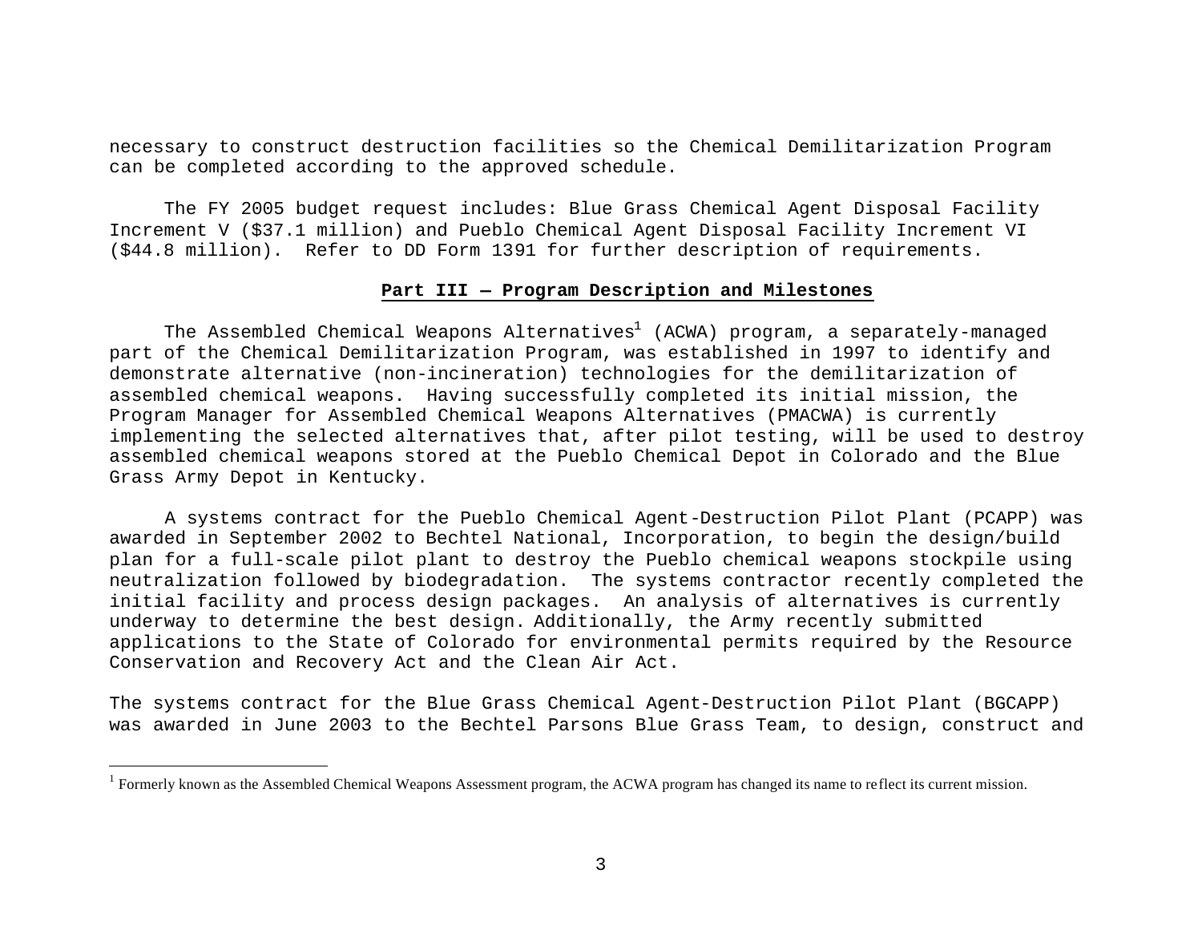necessary to construct destruction facilities so the Chemical Demilitarization Program can be completed according to the approved schedule.

The FY 2005 budget request includes: Blue Grass Chemical Agent Disposal Facility Increment V ($37.1 million) and Pueblo Chemical Agent Disposal Facility Increment VI ($44.8 million). Refer to DD Form 1391 for further description of requirements.

## Part III — Program Description and Milestones

The Assembled Chemical Weapons Alternatives[1] (ACWA) program, a separately-managed part of the Chemical Demilitarization Program, was established in 1997 to identify and demonstrate alternative (non-incineration) technologies for the demilitarization of assembled chemical weapons. Having successfully completed its initial mission, the Program Manager for Assembled Chemical Weapons Alternatives (PMACWA) is currently implementing the selected alternatives that, after pilot testing, will be used to destroy assembled chemical weapons stored at the Pueblo Chemical Depot in Colorado and the Blue Grass Army Depot in Kentucky.

A systems contract for the Pueblo Chemical Agent-Destruction Pilot Plant (PCAPP) was awarded in September 2002 to Bechtel National, Incorporation, to begin the design/build plan for a full-scale pilot plant to destroy the Pueblo chemical weapons stockpile using neutralization followed by biodegradation. The systems contractor recently completed the initial facility and process design packages. An analysis of alternatives is currently underway to determine the best design. Additionally, the Army recently submitted applications to the State of Colorado for environmental permits required by the Resource Conservation and Recovery Act and the Clean Air Act.

The systems contract for the Blue Grass Chemical Agent-Destruction Pilot Plant (BGCAPP) was awarded in June 2003 to the Bechtel Parsons Blue Grass Team, to design, construct and

[1] Formerly known as the Assembled Chemical Weapons Assessment program, the ACWA program has changed its name to reflect its current mission.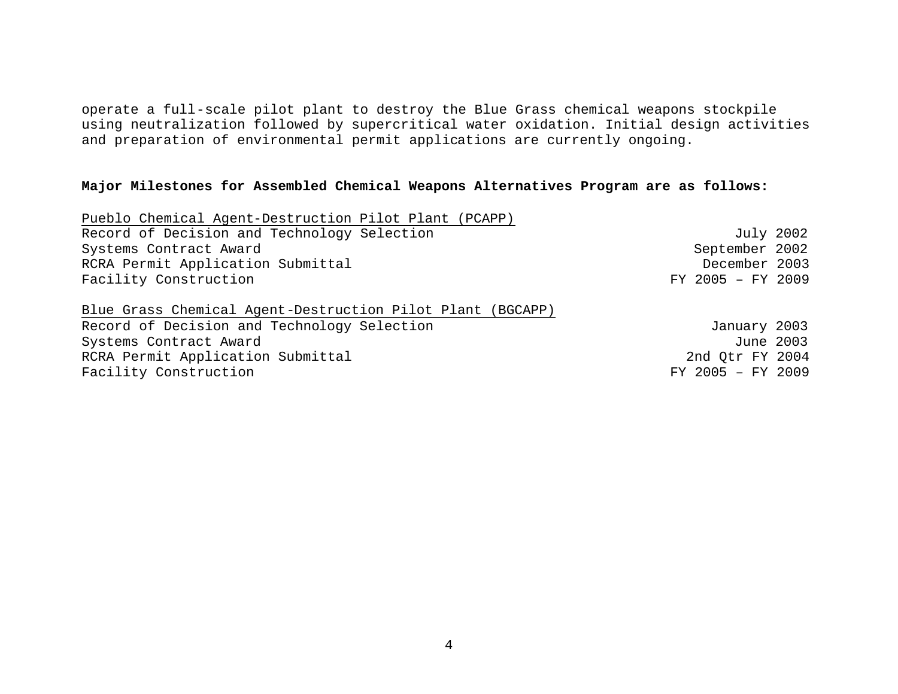operate a full-scale pilot plant to destroy the Blue Grass chemical weapons stockpile using neutralization followed by supercritical water oxidation. Initial design activities and preparation of environmental permit applications are currently ongoing.

**Major Milestones for Assembled Chemical Weapons Alternatives Program are as follows:**

| Pueblo Chemical Agent-Destruction Pilot Plant (PCAPP) | |
|---|---|
| Record of Decision and Technology Selection | July 2002 |
| Systems Contract Award | September 2002 |
| RCRA Permit Application Submittal | December 2003 |
| Facility Construction | FY 2005 – FY 2009 |

| Blue Grass Chemical Agent-Destruction Pilot Plant (BGCAPP) | |
|---|---|
| Record of Decision and Technology Selection | January 2003 |
| Systems Contract Award | June 2003 |
| RCRA Permit Application Submittal | 2nd Qtr FY 2004 |
| Facility Construction | FY 2005 – FY 2009 |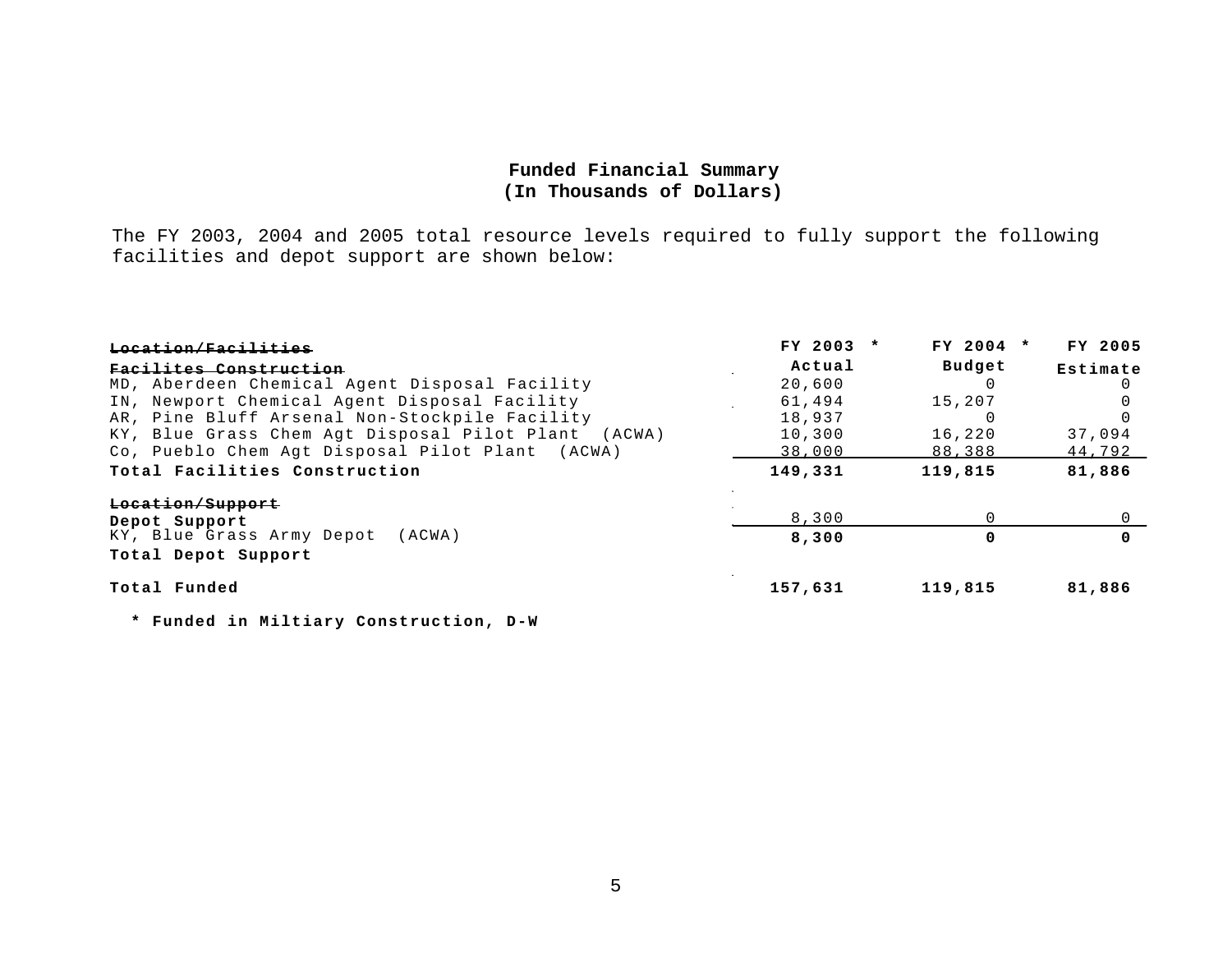## Funded Financial Summary
## (In Thousands of Dollars)

The FY 2003, 2004 and 2005 total resource levels required to fully support the following facilities and depot support are shown below:

| Location/Facilities | FY 2003 * Actual | FY 2004 * Budget | FY 2005 Estimate |
|---|---|---|---|
| **Facilites Construction** | | | |
| MD, Aberdeen Chemical Agent Disposal Facility | 20,600 | 0 | 0 |
| IN, Newport Chemical Agent Disposal Facility | 61,494 | 15,207 | 0 |
| AR, Pine Bluff Arsenal Non-Stockpile Facility | 18,937 | 0 | 0 |
| KY, Blue Grass Chem Agt Disposal Pilot Plant (ACWA) | 10,300 | 16,220 | 37,094 |
| Co, Pueblo Chem Agt Disposal Pilot Plant (ACWA) | 38,000 | 88,388 | 44,792 |
| **Total Facilities Construction** | **149,331** | **119,815** | **81,886** |
| **Location/Support** | | | |
| **Depot Support** | | | |
| KY, Blue Grass Army Depot (ACWA) | 8,300 | 0 | 0 |
| **Total Depot Support** | **8,300** | **0** | **0** |
| **Total Funded** | **157,631** | **119,815** | **81,886** |

**\* Funded in Miltiary Construction, D-W**